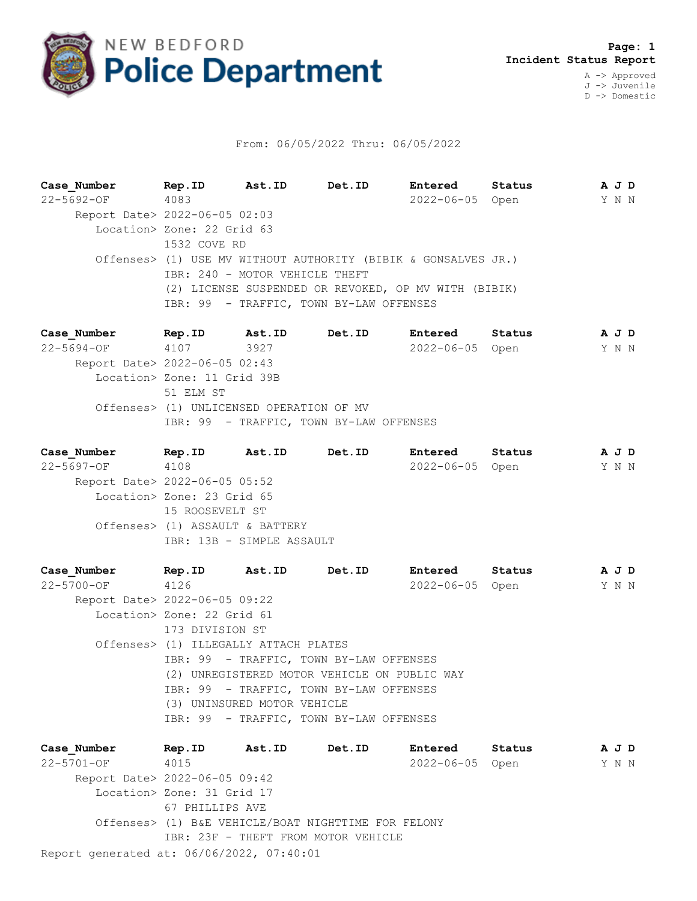# NEW BEDFORD Police Department

**Page: 1**
**Incident Status Report**

A -> Approved
J -> Juvenile
D -> Domestic

From: 06/05/2022 Thru: 06/05/2022

| Case_Number | Rep.ID | Ast.ID | Det.ID | Entered | Status | A J D |
|---|---|---|---|---|---|---|
| 22-5692-OF | 4083 | | | 2022-06-05 | Open | Y N N |

Report Date> 2022-06-05 02:03
Location> Zone: 22 Grid 63
1532 COVE RD
Offenses> (1) USE MV WITHOUT AUTHORITY (BIBIK & GONSALVES JR.)
IBR: 240 - MOTOR VEHICLE THEFT
(2) LICENSE SUSPENDED OR REVOKED, OP MV WITH (BIBIK)
IBR: 99 - TRAFFIC, TOWN BY-LAW OFFENSES

| Case_Number | Rep.ID | Ast.ID | Det.ID | Entered | Status | A J D |
|---|---|---|---|---|---|---|
| 22-5694-OF | 4107 | 3927 | | 2022-06-05 | Open | Y N N |

Report Date> 2022-06-05 02:43
Location> Zone: 11 Grid 39B
51 ELM ST
Offenses> (1) UNLICENSED OPERATION OF MV
IBR: 99 - TRAFFIC, TOWN BY-LAW OFFENSES

| Case_Number | Rep.ID | Ast.ID | Det.ID | Entered | Status | A J D |
|---|---|---|---|---|---|---|
| 22-5697-OF | 4108 | | | 2022-06-05 | Open | Y N N |

Report Date> 2022-06-05 05:52
Location> Zone: 23 Grid 65
15 ROOSEVELT ST
Offenses> (1) ASSAULT & BATTERY
IBR: 13B - SIMPLE ASSAULT

| Case_Number | Rep.ID | Ast.ID | Det.ID | Entered | Status | A J D |
|---|---|---|---|---|---|---|
| 22-5700-OF | 4126 | | | 2022-06-05 | Open | Y N N |

Report Date> 2022-06-05 09:22
Location> Zone: 22 Grid 61
173 DIVISION ST
Offenses> (1) ILLEGALLY ATTACH PLATES
IBR: 99 - TRAFFIC, TOWN BY-LAW OFFENSES
(2) UNREGISTERED MOTOR VEHICLE ON PUBLIC WAY
IBR: 99 - TRAFFIC, TOWN BY-LAW OFFENSES
(3) UNINSURED MOTOR VEHICLE
IBR: 99 - TRAFFIC, TOWN BY-LAW OFFENSES

| Case_Number | Rep.ID | Ast.ID | Det.ID | Entered | Status | A J D |
|---|---|---|---|---|---|---|
| 22-5701-OF | 4015 | | | 2022-06-05 | Open | Y N N |

Report Date> 2022-06-05 09:42
Location> Zone: 31 Grid 17
67 PHILLIPS AVE
Offenses> (1) B&E VEHICLE/BOAT NIGHTTIME FOR FELONY
IBR: 23F - THEFT FROM MOTOR VEHICLE

Report generated at: 06/06/2022, 07:40:01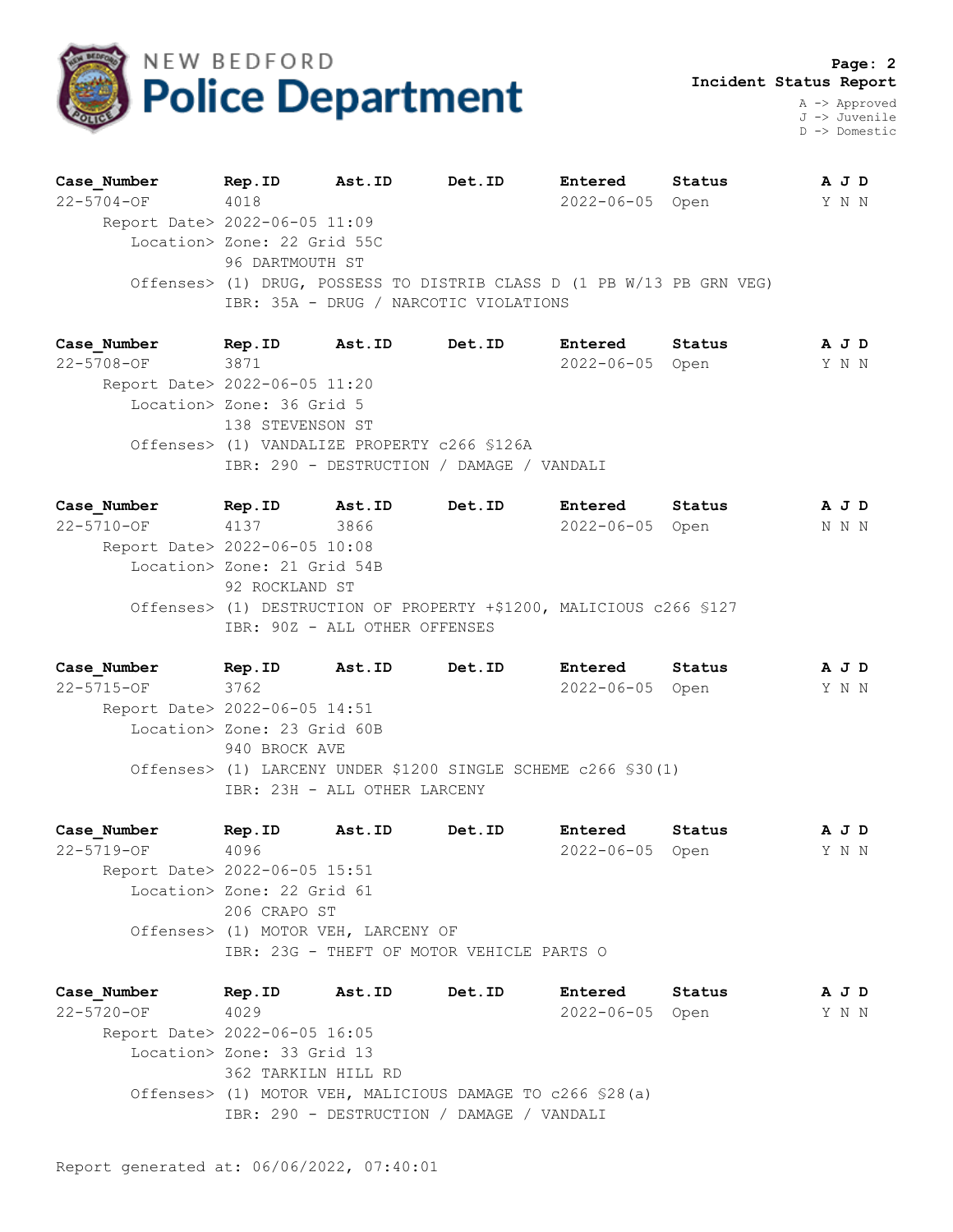**NEW BEDFORD Police Department**

**Page: 2**
**Incident Status Report**

A -> Approved
J -> Juvenile
D -> Domestic

| Case_Number | Rep.ID | Ast.ID | Det.ID | Entered | Status | A J D |
|---|---|---|---|---|---|---|
| 22-5704-OF | 4018 | | | 2022-06-05 | Open | Y N N |

Report Date> 2022-06-05 11:09
Location> Zone: 22 Grid 55C
96 DARTMOUTH ST
Offenses> (1) DRUG, POSSESS TO DISTRIB CLASS D (1 PB W/13 PB GRN VEG)
IBR: 35A - DRUG / NARCOTIC VIOLATIONS

| Case_Number | Rep.ID | Ast.ID | Det.ID | Entered | Status | A J D |
|---|---|---|---|---|---|---|
| 22-5708-OF | 3871 | | | 2022-06-05 | Open | Y N N |

Report Date> 2022-06-05 11:20
Location> Zone: 36 Grid 5
138 STEVENSON ST
Offenses> (1) VANDALIZE PROPERTY c266 §126A
IBR: 290 - DESTRUCTION / DAMAGE / VANDALI

| Case_Number | Rep.ID | Ast.ID | Det.ID | Entered | Status | A J D |
|---|---|---|---|---|---|---|
| 22-5710-OF | 4137 | 3866 | | 2022-06-05 | Open | N N N |

Report Date> 2022-06-05 10:08
Location> Zone: 21 Grid 54B
92 ROCKLAND ST
Offenses> (1) DESTRUCTION OF PROPERTY +$1200, MALICIOUS c266 §127
IBR: 90Z - ALL OTHER OFFENSES

| Case_Number | Rep.ID | Ast.ID | Det.ID | Entered | Status | A J D |
|---|---|---|---|---|---|---|
| 22-5715-OF | 3762 | | | 2022-06-05 | Open | Y N N |

Report Date> 2022-06-05 14:51
Location> Zone: 23 Grid 60B
940 BROCK AVE
Offenses> (1) LARCENY UNDER $1200 SINGLE SCHEME c266 §30(1)
IBR: 23H - ALL OTHER LARCENY

| Case_Number | Rep.ID | Ast.ID | Det.ID | Entered | Status | A J D |
|---|---|---|---|---|---|---|
| 22-5719-OF | 4096 | | | 2022-06-05 | Open | Y N N |

Report Date> 2022-06-05 15:51
Location> Zone: 22 Grid 61
206 CRAPO ST
Offenses> (1) MOTOR VEH, LARCENY OF
IBR: 23G - THEFT OF MOTOR VEHICLE PARTS O

| Case_Number | Rep.ID | Ast.ID | Det.ID | Entered | Status | A J D |
|---|---|---|---|---|---|---|
| 22-5720-OF | 4029 | | | 2022-06-05 | Open | Y N N |

Report Date> 2022-06-05 16:05
Location> Zone: 33 Grid 13
362 TARKILN HILL RD
Offenses> (1) MOTOR VEH, MALICIOUS DAMAGE TO c266 §28(a)
IBR: 290 - DESTRUCTION / DAMAGE / VANDALI

Report generated at: 06/06/2022, 07:40:01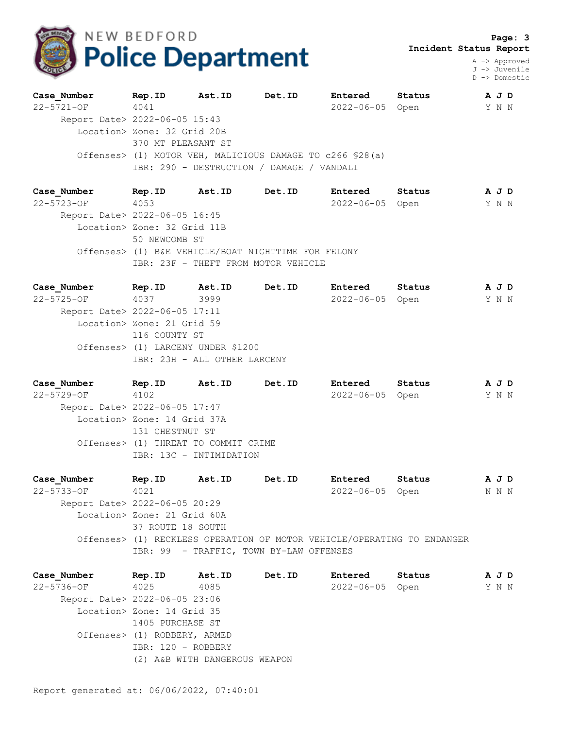NEW BEDFORD **Police Department**

**Incident Status Report**

A -> Approved
J -> Juvenile
D -> Domestic

| Case_Number | Rep.ID | Ast.ID | Det.ID | Entered | Status | A J D |
|---|---|---|---|---|---|---|
| 22-5721-OF | 4041 | | | 2022-06-05 | Open | Y N N |

Report Date> 2022-06-05 15:43
Location> Zone: 32 Grid 20B
370 MT PLEASANT ST
Offenses> (1) MOTOR VEH, MALICIOUS DAMAGE TO c266 §28(a)
IBR: 290 - DESTRUCTION / DAMAGE / VANDALI

| Case_Number | Rep.ID | Ast.ID | Det.ID | Entered | Status | A J D |
|---|---|---|---|---|---|---|
| 22-5723-OF | 4053 | | | 2022-06-05 | Open | Y N N |

Report Date> 2022-06-05 16:45
Location> Zone: 32 Grid 11B
50 NEWCOMB ST
Offenses> (1) B&E VEHICLE/BOAT NIGHTTIME FOR FELONY
IBR: 23F - THEFT FROM MOTOR VEHICLE

| Case_Number | Rep.ID | Ast.ID | Det.ID | Entered | Status | A J D |
|---|---|---|---|---|---|---|
| 22-5725-OF | 4037 | 3999 | | 2022-06-05 | Open | Y N N |

Report Date> 2022-06-05 17:11
Location> Zone: 21 Grid 59
116 COUNTY ST
Offenses> (1) LARCENY UNDER $1200
IBR: 23H - ALL OTHER LARCENY

| Case_Number | Rep.ID | Ast.ID | Det.ID | Entered | Status | A J D |
|---|---|---|---|---|---|---|
| 22-5729-OF | 4102 | | | 2022-06-05 | Open | Y N N |

Report Date> 2022-06-05 17:47
Location> Zone: 14 Grid 37A
131 CHESTNUT ST
Offenses> (1) THREAT TO COMMIT CRIME
IBR: 13C - INTIMIDATION

| Case_Number | Rep.ID | Ast.ID | Det.ID | Entered | Status | A J D |
|---|---|---|---|---|---|---|
| 22-5733-OF | 4021 | | | 2022-06-05 | Open | N N N |

Report Date> 2022-06-05 20:29
Location> Zone: 21 Grid 60A
37 ROUTE 18 SOUTH
Offenses> (1) RECKLESS OPERATION OF MOTOR VEHICLE/OPERATING TO ENDANGER
IBR: 99 - TRAFFIC, TOWN BY-LAW OFFENSES

| Case_Number | Rep.ID | Ast.ID | Det.ID | Entered | Status | A J D |
|---|---|---|---|---|---|---|
| 22-5736-OF | 4025 | 4085 | | 2022-06-05 | Open | Y N N |

Report Date> 2022-06-05 23:06
Location> Zone: 14 Grid 35
1405 PURCHASE ST
Offenses> (1) ROBBERY, ARMED
IBR: 120 - ROBBERY
(2) A&B WITH DANGEROUS WEAPON

Report generated at: 06/06/2022, 07:40:01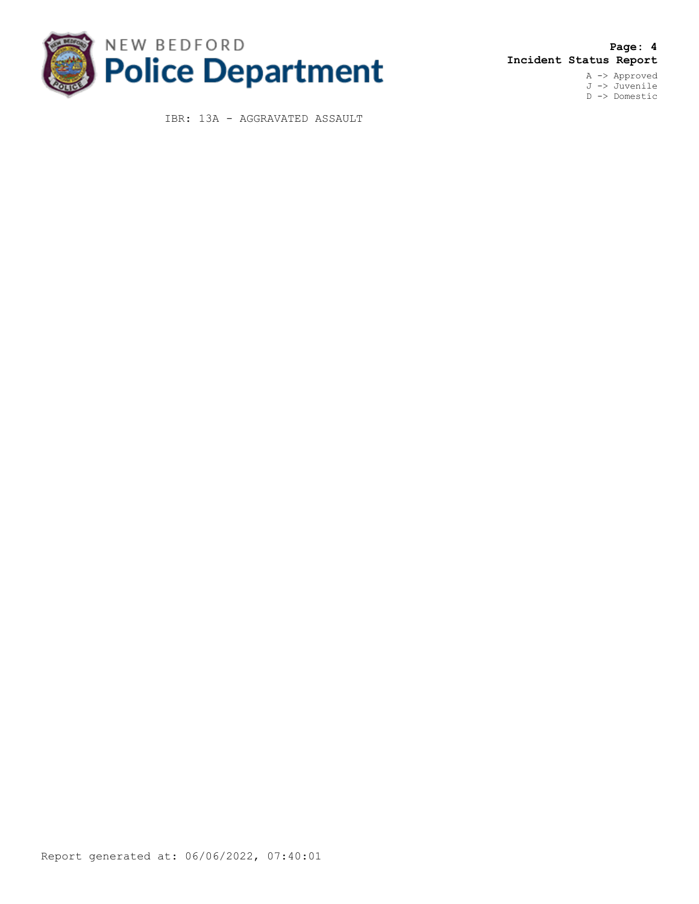IBR: 13A - AGGRAVATED ASSAULT